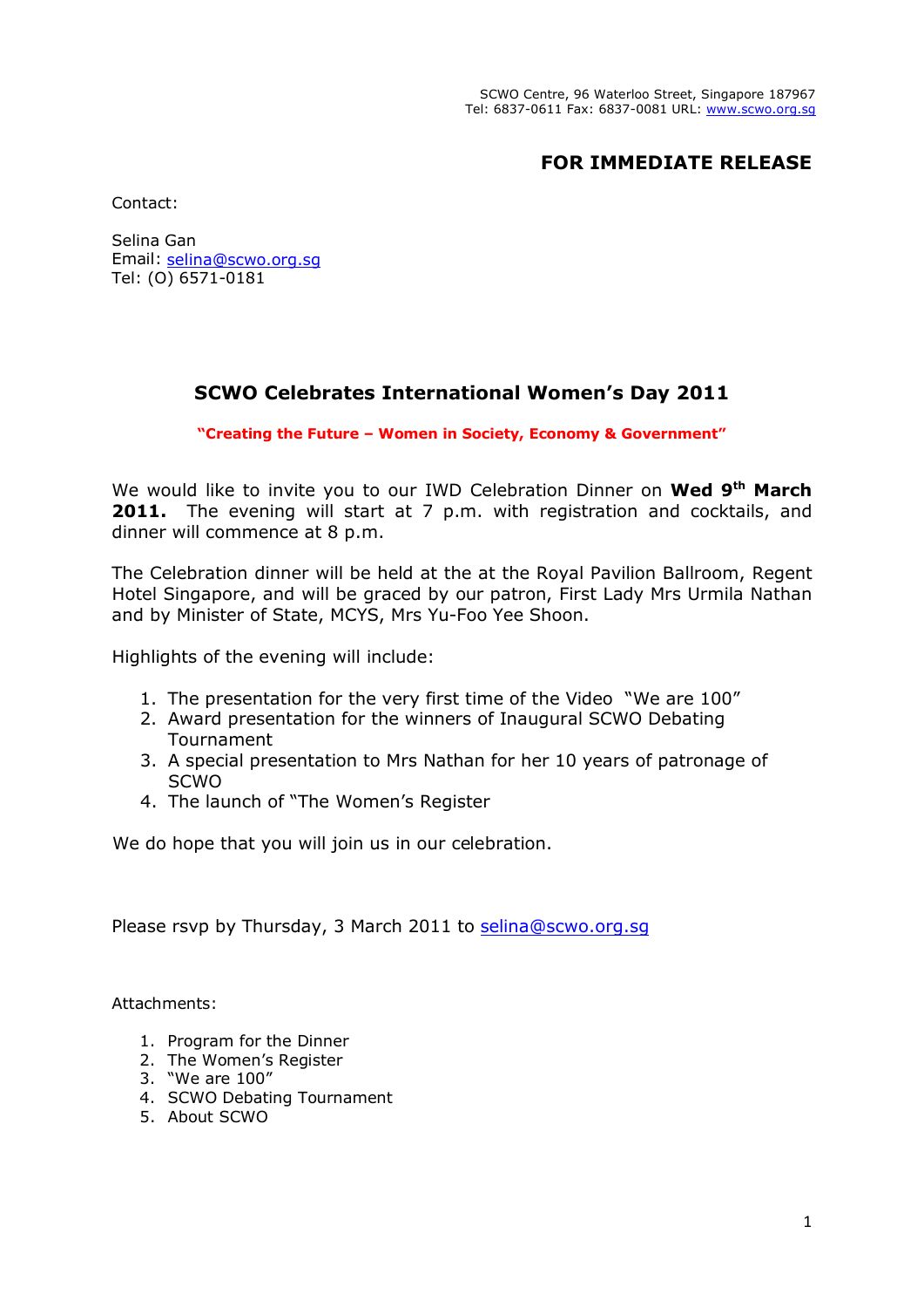SCWO Centre, 96 Waterloo Street, Singapore 187967
Tel: 6837-0611 Fax: 6837-0081 URL: www.scwo.org.sg

**FOR IMMEDIATE RELEASE**

Contact:

Selina Gan
Email: selina@scwo.org.sg
Tel: (O) 6571-0181

## SCWO Celebrates International Women's Day 2011

**"Creating the Future – Women in Society, Economy & Government"**

We would like to invite you to our IWD Celebration Dinner on **Wed 9th March 2011.** The evening will start at 7 p.m. with registration and cocktails, and dinner will commence at 8 p.m.

The Celebration dinner will be held at the at the Royal Pavilion Ballroom, Regent Hotel Singapore, and will be graced by our patron, First Lady Mrs Urmila Nathan and by Minister of State, MCYS, Mrs Yu-Foo Yee Shoon.

Highlights of the evening will include:

1. The presentation for the very first time of the Video "We are 100"
2. Award presentation for the winners of Inaugural SCWO Debating Tournament
3. A special presentation to Mrs Nathan for her 10 years of patronage of SCWO
4. The launch of "The Women's Register

We do hope that you will join us in our celebration.

Please rsvp by Thursday, 3 March 2011 to selina@scwo.org.sg

Attachments:

1. Program for the Dinner
2. The Women's Register
3. "We are 100"
4. SCWO Debating Tournament
5. About SCWO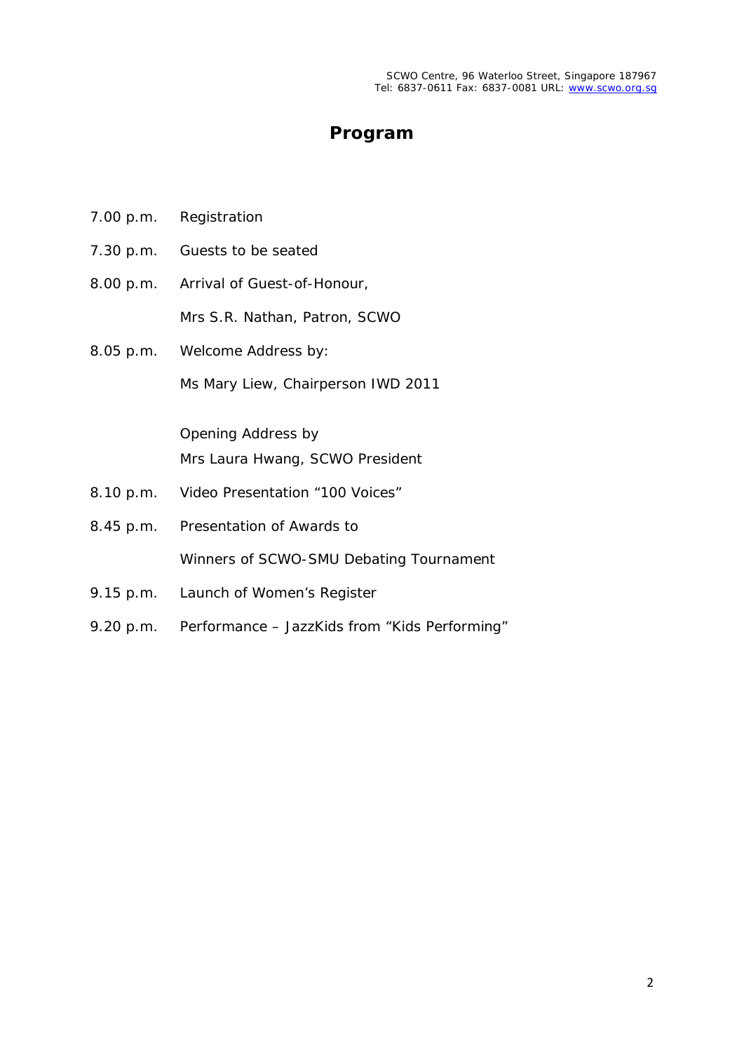# Program

| | |
|---|---|
| 7.00 p.m. | Registration |
| 7.30 p.m. | Guests to be seated |
| 8.00 p.m. | Arrival of Guest-of-Honour,<br>Mrs S.R. Nathan, Patron, SCWO |
| 8.05 p.m. | Welcome Address by:<br>Ms Mary Liew, Chairperson IWD 2011<br><br>Opening Address by<br>Mrs Laura Hwang, SCWO President |
| 8.10 p.m. | Video Presentation "100 Voices" |
| 8.45 p.m. | Presentation of Awards to<br>Winners of SCWO-SMU Debating Tournament |
| 9.15 p.m. | Launch of Women's Register |
| 9.20 p.m. | Performance – JazzKids from "Kids Performing" |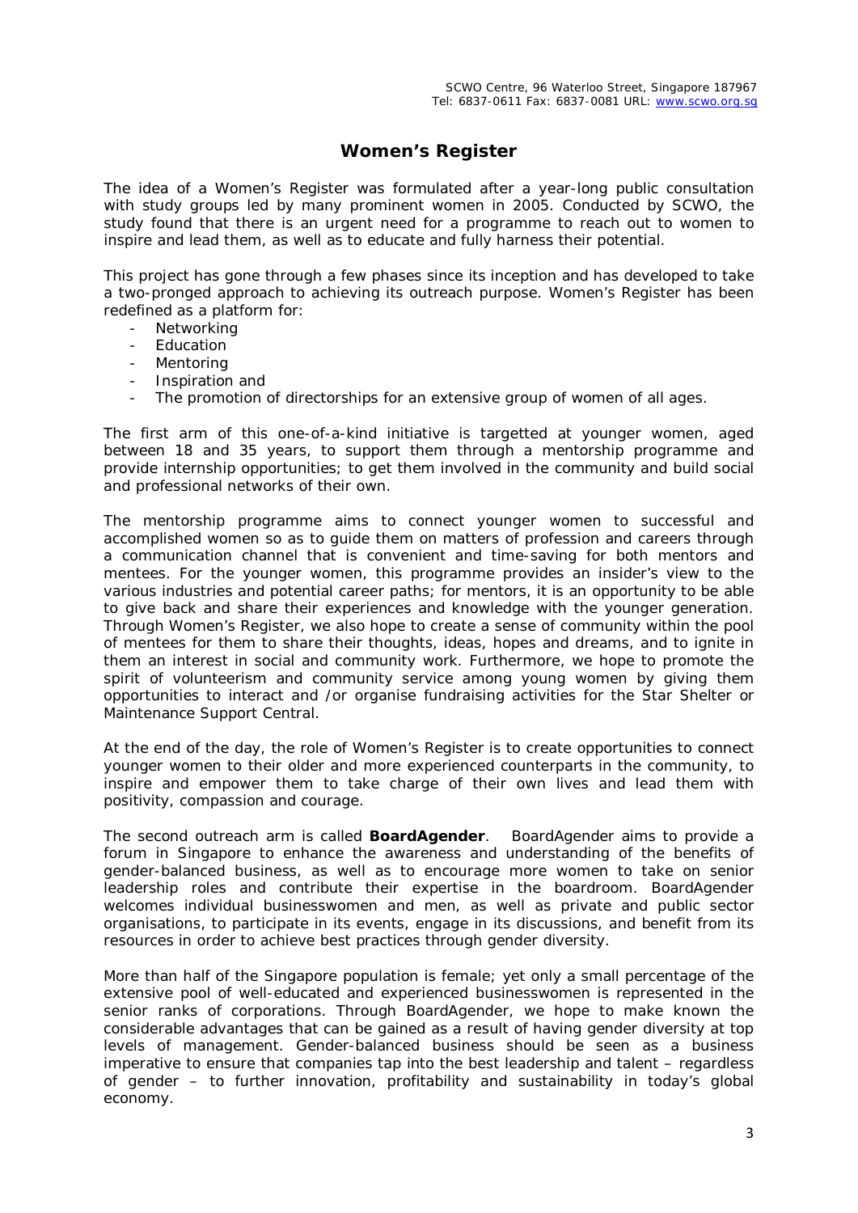SCWO Centre, 96 Waterloo Street, Singapore 187967
Tel: 6837-0611 Fax: 6837-0081 URL: www.scwo.org.sg

# Women's Register

The idea of a Women's Register was formulated after a year-long public consultation with study groups led by many prominent women in 2005. Conducted by SCWO, the study found that there is an urgent need for a programme to reach out to women to inspire and lead them, as well as to educate and fully harness their potential.

This project has gone through a few phases since its inception and has developed to take a two-pronged approach to achieving its outreach purpose. Women's Register has been redefined as a platform for:

- Networking
- Education
- Mentoring
- Inspiration and
- The promotion of directorships for an extensive group of women of all ages.

The first arm of this one-of-a-kind initiative is targetted at younger women, aged between 18 and 35 years, to support them through a mentorship programme and provide internship opportunities; to get them involved in the community and build social and professional networks of their own.

The mentorship programme aims to connect younger women to successful and accomplished women so as to guide them on matters of profession and careers through a communication channel that is convenient and time-saving for both mentors and mentees. For the younger women, this programme provides an insider's view to the various industries and potential career paths; for mentors, it is an opportunity to be able to give back and share their experiences and knowledge with the younger generation. Through Women's Register, we also hope to create a sense of community within the pool of mentees for them to share their thoughts, ideas, hopes and dreams, and to ignite in them an interest in social and community work. Furthermore, we hope to promote the spirit of volunteerism and community service among young women by giving them opportunities to interact and /or organise fundraising activities for the Star Shelter or Maintenance Support Central.

At the end of the day, the role of Women's Register is to create opportunities to connect younger women to their older and more experienced counterparts in the community, to inspire and empower them to take charge of their own lives and lead them with positivity, compassion and courage.

The second outreach arm is called **BoardAgender**. BoardAgender aims to provide a forum in Singapore to enhance the awareness and understanding of the benefits of gender-balanced business, as well as to encourage more women to take on senior leadership roles and contribute their expertise in the boardroom. BoardAgender welcomes individual businesswomen and men, as well as private and public sector organisations, to participate in its events, engage in its discussions, and benefit from its resources in order to achieve best practices through gender diversity.

More than half of the Singapore population is female; yet only a small percentage of the extensive pool of well-educated and experienced businesswomen is represented in the senior ranks of corporations. Through BoardAgender, we hope to make known the considerable advantages that can be gained as a result of having gender diversity at top levels of management. Gender-balanced business should be seen as a business imperative to ensure that companies tap into the best leadership and talent – regardless of gender – to further innovation, profitability and sustainability in today's global economy.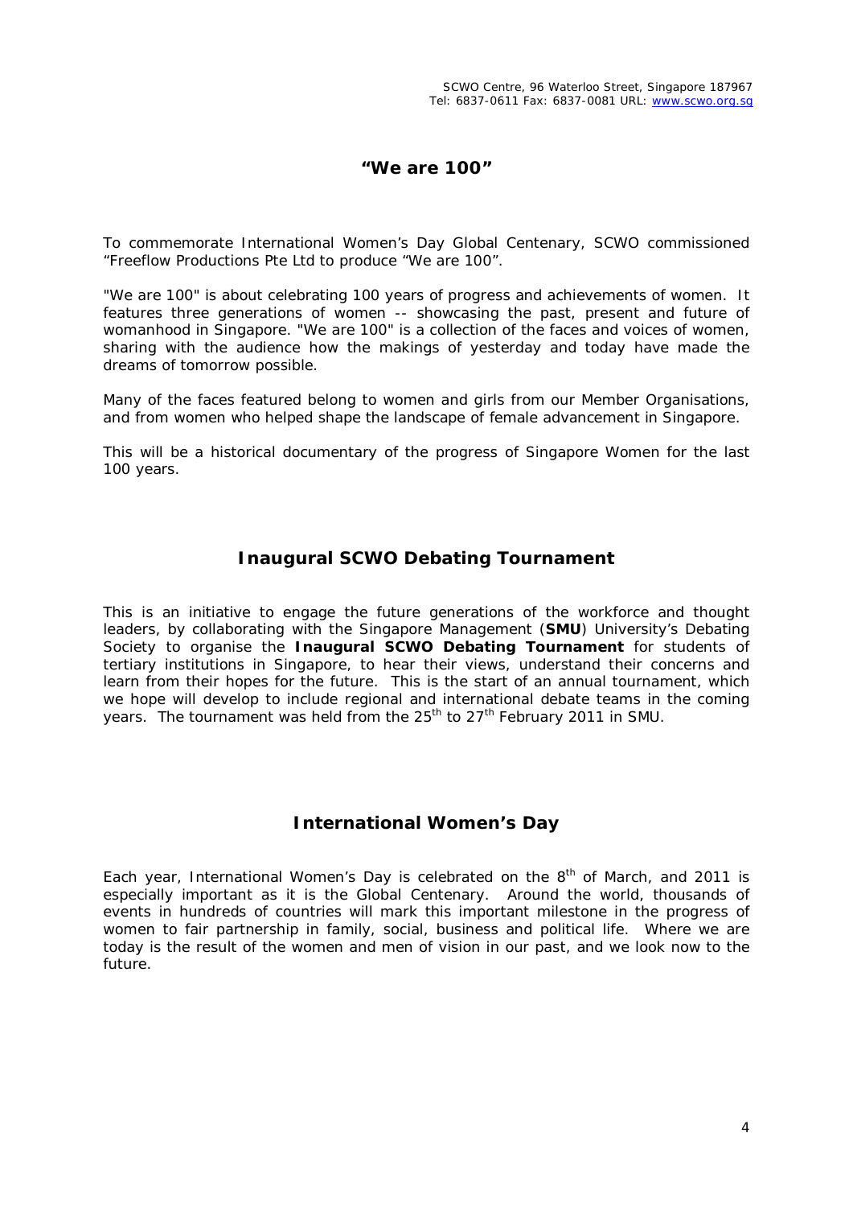## "We are 100"

To commemorate International Women's Day Global Centenary, SCWO commissioned "Freeflow Productions Pte Ltd to produce "We are 100".

"We are 100" is about celebrating 100 years of progress and achievements of women. It features three generations of women -- showcasing the past, present and future of womanhood in Singapore. "We are 100" is a collection of the faces and voices of women, sharing with the audience how the makings of yesterday and today have made the dreams of tomorrow possible.

Many of the faces featured belong to women and girls from our Member Organisations, and from women who helped shape the landscape of female advancement in Singapore.

This will be a historical documentary of the progress of Singapore Women for the last 100 years.

## Inaugural SCWO Debating Tournament

This is an initiative to engage the future generations of the workforce and thought leaders, by collaborating with the Singapore Management (**SMU**) University's Debating Society to organise the **Inaugural SCWO Debating Tournament** for students of tertiary institutions in Singapore, to hear their views, understand their concerns and learn from their hopes for the future. This is the start of an annual tournament, which we hope will develop to include regional and international debate teams in the coming years. The tournament was held from the 25th to 27th February 2011 in SMU.

## International Women's Day

Each year, International Women's Day is celebrated on the 8th of March, and 2011 is especially important as it is the Global Centenary. Around the world, thousands of events in hundreds of countries will mark this important milestone in the progress of women to fair partnership in family, social, business and political life. Where we are today is the result of the women and men of vision in our past, and we look now to the future.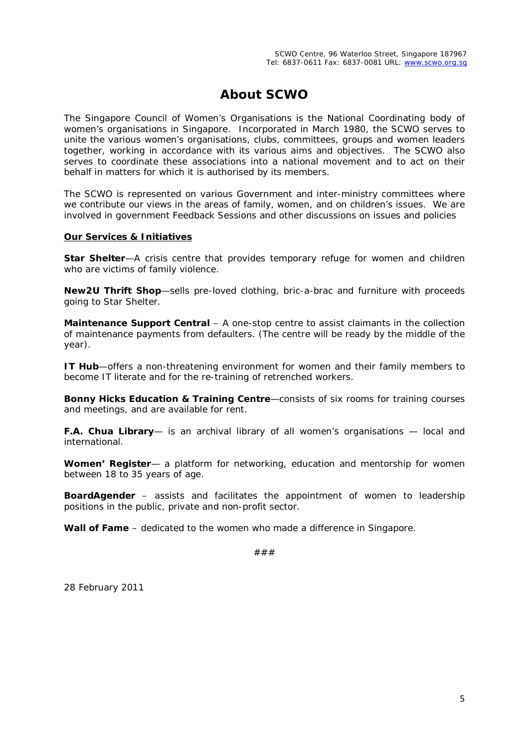SCWO Centre, 96 Waterloo Street, Singapore 187967
Tel: 6837-0611 Fax: 6837-0081 URL: www.scwo.org.sg

# About SCWO

The Singapore Council of Women's Organisations is the National Coordinating body of women's organisations in Singapore. Incorporated in March 1980, the SCWO serves to unite the various women's organisations, clubs, committees, groups and women leaders together, working in accordance with its various aims and objectives. The SCWO also serves to coordinate these associations into a national movement and to act on their behalf in matters for which it is authorised by its members.

The SCWO is represented on various Government and inter-ministry committees where we contribute our views in the areas of family, women, and on children's issues. We are involved in government Feedback Sessions and other discussions on issues and policies

**Our Services & Initiatives**

**Star Shelter**—A crisis centre that provides temporary refuge for women and children who are victims of family violence.

**New2U Thrift Shop**—sells pre-loved clothing, bric-a-brac and furniture with proceeds going to Star Shelter.

**Maintenance Support Central** – A one-stop centre to assist claimants in the collection of maintenance payments from defaulters. (The centre will be ready by the middle of the year).

**IT Hub**—offers a non-threatening environment for women and their family members to become IT literate and for the re-training of retrenched workers.

**Bonny Hicks Education & Training Centre**—consists of six rooms for training courses and meetings, and are available for rent.

**F.A. Chua Library**— is an archival library of all women's organisations — local and international.

**Women' Register**— a platform for networking, education and mentorship for women between 18 to 35 years of age.

**BoardAgender** – assists and facilitates the appointment of women to leadership positions in the public, private and non-profit sector.

**Wall of Fame** – dedicated to the women who made a difference in Singapore.

###

28 February 2011